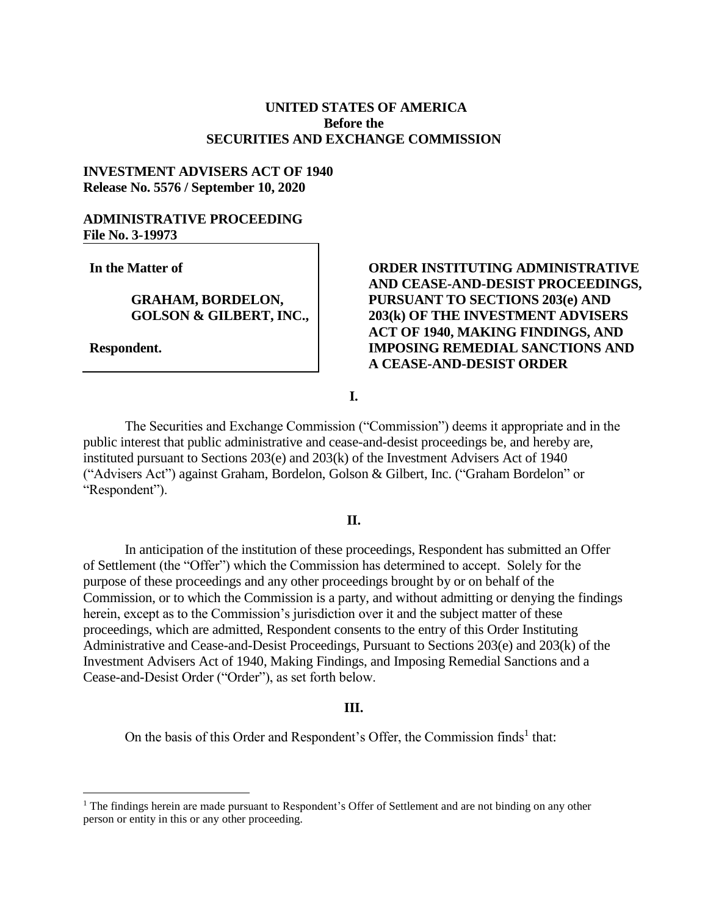**UNITED STATES OF AMERICA**
**Before the**
**SECURITIES AND EXCHANGE COMMISSION**

**INVESTMENT ADVISERS ACT OF 1940**
**Release No. 5576 / September 10, 2020**

**ADMINISTRATIVE PROCEEDING**
**File No. 3-19973**

**In the Matter of**

**GRAHAM, BORDELON, GOLSON & GILBERT, INC.,**

**Respondent.**

**ORDER INSTITUTING ADMINISTRATIVE AND CEASE-AND-DESIST PROCEEDINGS, PURSUANT TO SECTIONS 203(e) AND 203(k) OF THE INVESTMENT ADVISERS ACT OF 1940, MAKING FINDINGS, AND IMPOSING REMEDIAL SANCTIONS AND A CEASE-AND-DESIST ORDER**

**I.**

The Securities and Exchange Commission ("Commission") deems it appropriate and in the public interest that public administrative and cease-and-desist proceedings be, and hereby are, instituted pursuant to Sections 203(e) and 203(k) of the Investment Advisers Act of 1940 ("Advisers Act") against Graham, Bordelon, Golson & Gilbert, Inc. ("Graham Bordelon" or "Respondent").

**II.**

In anticipation of the institution of these proceedings, Respondent has submitted an Offer of Settlement (the "Offer") which the Commission has determined to accept. Solely for the purpose of these proceedings and any other proceedings brought by or on behalf of the Commission, or to which the Commission is a party, and without admitting or denying the findings herein, except as to the Commission's jurisdiction over it and the subject matter of these proceedings, which are admitted, Respondent consents to the entry of this Order Instituting Administrative and Cease-and-Desist Proceedings, Pursuant to Sections 203(e) and 203(k) of the Investment Advisers Act of 1940, Making Findings, and Imposing Remedial Sanctions and a Cease-and-Desist Order ("Order"), as set forth below.

**III.**

On the basis of this Order and Respondent's Offer, the Commission finds[1] that:

[1] The findings herein are made pursuant to Respondent's Offer of Settlement and are not binding on any other person or entity in this or any other proceeding.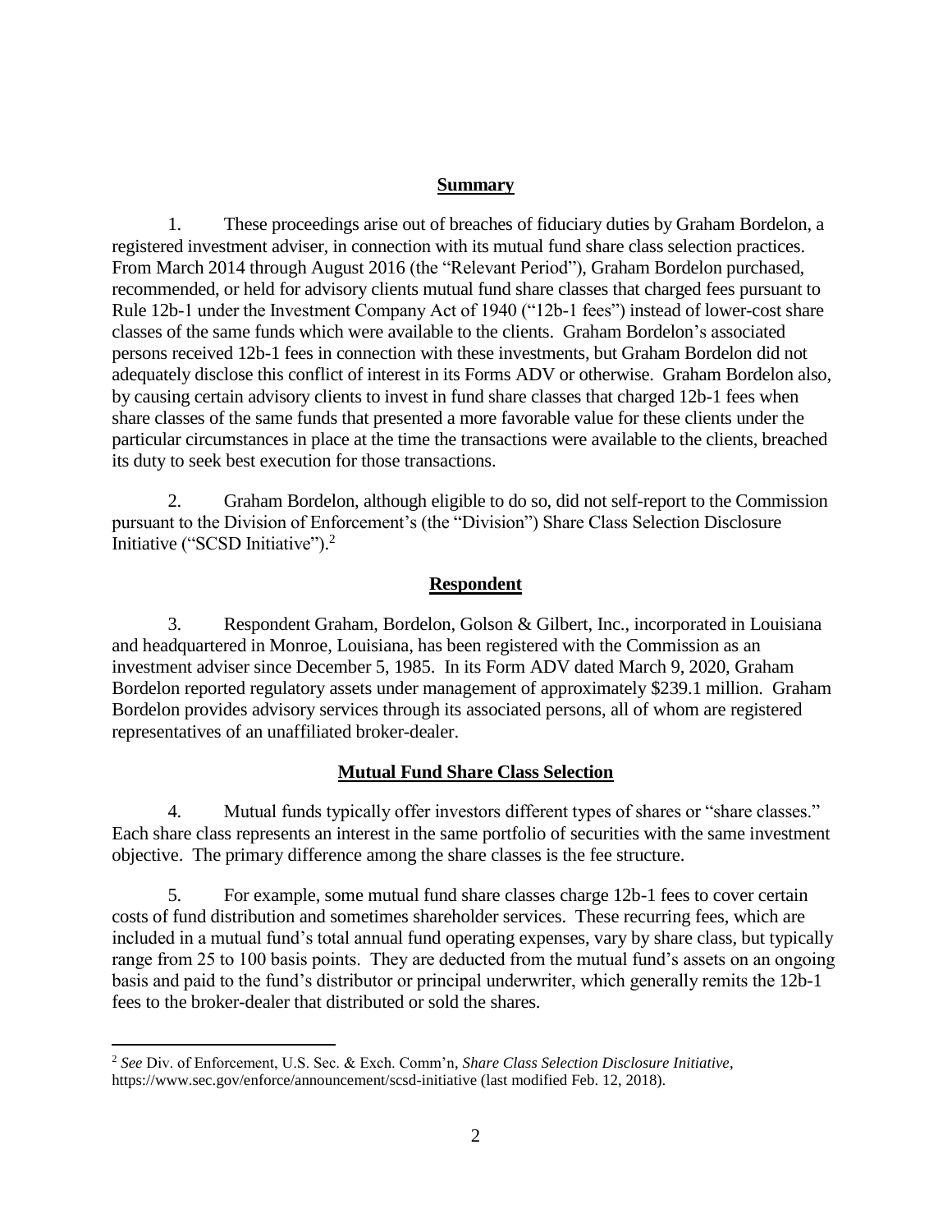## Summary

1. These proceedings arise out of breaches of fiduciary duties by Graham Bordelon, a registered investment adviser, in connection with its mutual fund share class selection practices. From March 2014 through August 2016 (the "Relevant Period"), Graham Bordelon purchased, recommended, or held for advisory clients mutual fund share classes that charged fees pursuant to Rule 12b-1 under the Investment Company Act of 1940 ("12b-1 fees") instead of lower-cost share classes of the same funds which were available to the clients. Graham Bordelon's associated persons received 12b-1 fees in connection with these investments, but Graham Bordelon did not adequately disclose this conflict of interest in its Forms ADV or otherwise. Graham Bordelon also, by causing certain advisory clients to invest in fund share classes that charged 12b-1 fees when share classes of the same funds that presented a more favorable value for these clients under the particular circumstances in place at the time the transactions were available to the clients, breached its duty to seek best execution for those transactions.

2. Graham Bordelon, although eligible to do so, did not self-report to the Commission pursuant to the Division of Enforcement's (the "Division") Share Class Selection Disclosure Initiative ("SCSD Initiative").[2]

## Respondent

3. Respondent Graham, Bordelon, Golson & Gilbert, Inc., incorporated in Louisiana and headquartered in Monroe, Louisiana, has been registered with the Commission as an investment adviser since December 5, 1985. In its Form ADV dated March 9, 2020, Graham Bordelon reported regulatory assets under management of approximately $239.1 million. Graham Bordelon provides advisory services through its associated persons, all of whom are registered representatives of an unaffiliated broker-dealer.

## Mutual Fund Share Class Selection

4. Mutual funds typically offer investors different types of shares or "share classes." Each share class represents an interest in the same portfolio of securities with the same investment objective. The primary difference among the share classes is the fee structure.

5. For example, some mutual fund share classes charge 12b-1 fees to cover certain costs of fund distribution and sometimes shareholder services. These recurring fees, which are included in a mutual fund's total annual fund operating expenses, vary by share class, but typically range from 25 to 100 basis points. They are deducted from the mutual fund's assets on an ongoing basis and paid to the fund's distributor or principal underwriter, which generally remits the 12b-1 fees to the broker-dealer that distributed or sold the shares.

---

[2] *See* Div. of Enforcement, U.S. Sec. & Exch. Comm'n, *Share Class Selection Disclosure Initiative*, https://www.sec.gov/enforce/announcement/scsd-initiative (last modified Feb. 12, 2018).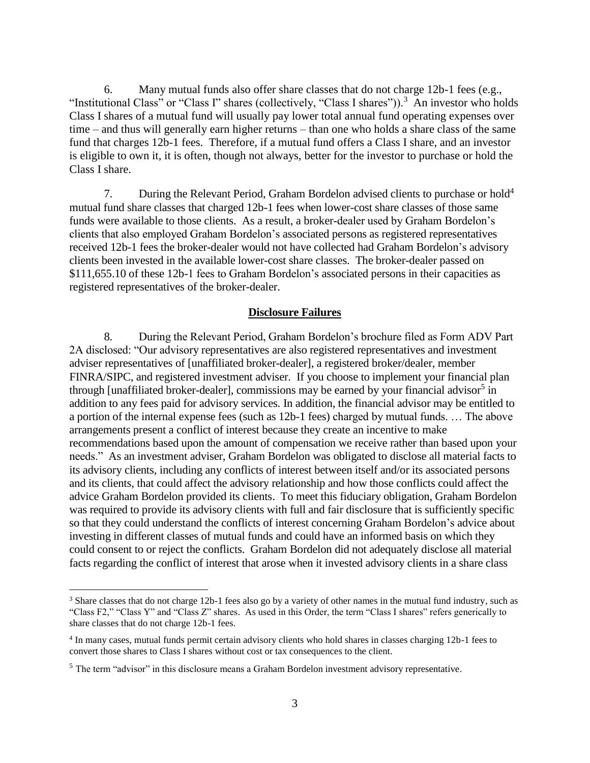6. Many mutual funds also offer share classes that do not charge 12b-1 fees (e.g., "Institutional Class" or "Class I" shares (collectively, "Class I shares")).[3] An investor who holds Class I shares of a mutual fund will usually pay lower total annual fund operating expenses over time – and thus will generally earn higher returns – than one who holds a share class of the same fund that charges 12b-1 fees. Therefore, if a mutual fund offers a Class I share, and an investor is eligible to own it, it is often, though not always, better for the investor to purchase or hold the Class I share.

7. During the Relevant Period, Graham Bordelon advised clients to purchase or hold[4] mutual fund share classes that charged 12b-1 fees when lower-cost share classes of those same funds were available to those clients. As a result, a broker-dealer used by Graham Bordelon's clients that also employed Graham Bordelon's associated persons as registered representatives received 12b-1 fees the broker-dealer would not have collected had Graham Bordelon's advisory clients been invested in the available lower-cost share classes. The broker-dealer passed on $111,655.10 of these 12b-1 fees to Graham Bordelon's associated persons in their capacities as registered representatives of the broker-dealer.

## **Disclosure Failures**

8. During the Relevant Period, Graham Bordelon's brochure filed as Form ADV Part 2A disclosed: "Our advisory representatives are also registered representatives and investment adviser representatives of [unaffiliated broker-dealer], a registered broker/dealer, member FINRA/SIPC, and registered investment adviser. If you choose to implement your financial plan through [unaffiliated broker-dealer], commissions may be earned by your financial advisor[5] in addition to any fees paid for advisory services. In addition, the financial advisor may be entitled to a portion of the internal expense fees (such as 12b-1 fees) charged by mutual funds. … The above arrangements present a conflict of interest because they create an incentive to make recommendations based upon the amount of compensation we receive rather than based upon your needs." As an investment adviser, Graham Bordelon was obligated to disclose all material facts to its advisory clients, including any conflicts of interest between itself and/or its associated persons and its clients, that could affect the advisory relationship and how those conflicts could affect the advice Graham Bordelon provided its clients. To meet this fiduciary obligation, Graham Bordelon was required to provide its advisory clients with full and fair disclosure that is sufficiently specific so that they could understand the conflicts of interest concerning Graham Bordelon's advice about investing in different classes of mutual funds and could have an informed basis on which they could consent to or reject the conflicts. Graham Bordelon did not adequately disclose all material facts regarding the conflict of interest that arose when it invested advisory clients in a share class

---

[3] Share classes that do not charge 12b-1 fees also go by a variety of other names in the mutual fund industry, such as "Class F2," "Class Y" and "Class Z" shares. As used in this Order, the term "Class I shares" refers generically to share classes that do not charge 12b-1 fees.

[4] In many cases, mutual funds permit certain advisory clients who hold shares in classes charging 12b-1 fees to convert those shares to Class I shares without cost or tax consequences to the client.

[5] The term "advisor" in this disclosure means a Graham Bordelon investment advisory representative.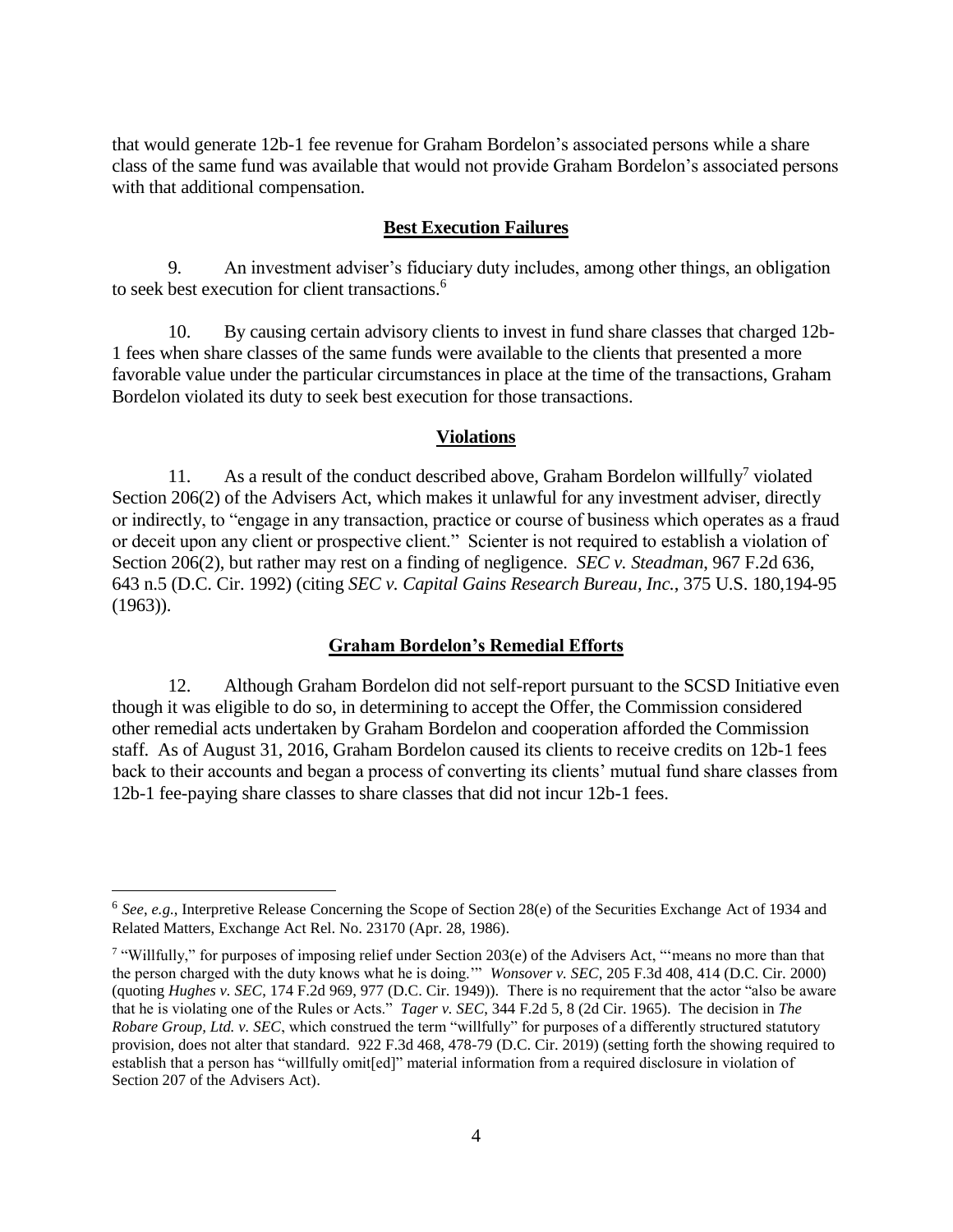that would generate 12b-1 fee revenue for Graham Bordelon's associated persons while a share class of the same fund was available that would not provide Graham Bordelon's associated persons with that additional compensation.

## **Best Execution Failures**

9. An investment adviser's fiduciary duty includes, among other things, an obligation to seek best execution for client transactions.[6]

10. By causing certain advisory clients to invest in fund share classes that charged 12b-1 fees when share classes of the same funds were available to the clients that presented a more favorable value under the particular circumstances in place at the time of the transactions, Graham Bordelon violated its duty to seek best execution for those transactions.

## **Violations**

11. As a result of the conduct described above, Graham Bordelon willfully[7] violated Section 206(2) of the Advisers Act, which makes it unlawful for any investment adviser, directly or indirectly, to "engage in any transaction, practice or course of business which operates as a fraud or deceit upon any client or prospective client." Scienter is not required to establish a violation of Section 206(2), but rather may rest on a finding of negligence. *SEC v. Steadman*, 967 F.2d 636, 643 n.5 (D.C. Cir. 1992) (citing *SEC v. Capital Gains Research Bureau, Inc.*, 375 U.S. 180,194-95 (1963)).

## **Graham Bordelon's Remedial Efforts**

12. Although Graham Bordelon did not self-report pursuant to the SCSD Initiative even though it was eligible to do so, in determining to accept the Offer, the Commission considered other remedial acts undertaken by Graham Bordelon and cooperation afforded the Commission staff. As of August 31, 2016, Graham Bordelon caused its clients to receive credits on 12b-1 fees back to their accounts and began a process of converting its clients' mutual fund share classes from 12b-1 fee-paying share classes to share classes that did not incur 12b-1 fees.

---

[6] *See, e.g.*, Interpretive Release Concerning the Scope of Section 28(e) of the Securities Exchange Act of 1934 and Related Matters, Exchange Act Rel. No. 23170 (Apr. 28, 1986).

[7] "Willfully," for purposes of imposing relief under Section 203(e) of the Advisers Act, "'means no more than that the person charged with the duty knows what he is doing.'" *Wonsover v. SEC*, 205 F.3d 408, 414 (D.C. Cir. 2000) (quoting *Hughes v. SEC*, 174 F.2d 969, 977 (D.C. Cir. 1949)). There is no requirement that the actor "also be aware that he is violating one of the Rules or Acts." *Tager v. SEC*, 344 F.2d 5, 8 (2d Cir. 1965). The decision in *The Robare Group, Ltd. v. SEC*, which construed the term "willfully" for purposes of a differently structured statutory provision, does not alter that standard. 922 F.3d 468, 478-79 (D.C. Cir. 2019) (setting forth the showing required to establish that a person has "willfully omit[ed]" material information from a required disclosure in violation of Section 207 of the Advisers Act).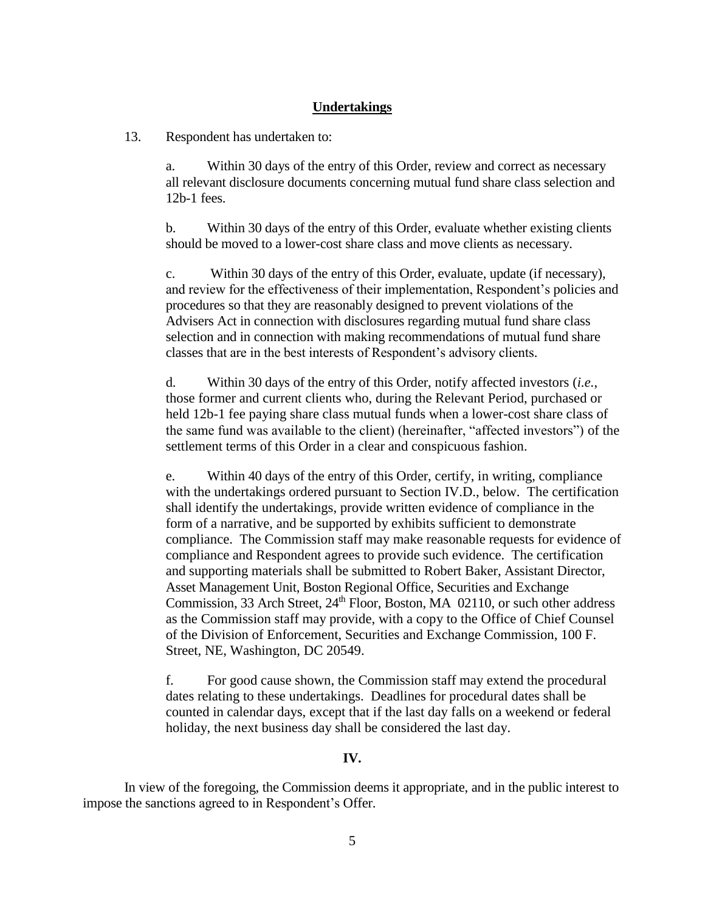**Undertakings**

13. Respondent has undertaken to:

a. Within 30 days of the entry of this Order, review and correct as necessary all relevant disclosure documents concerning mutual fund share class selection and 12b-1 fees.

b. Within 30 days of the entry of this Order, evaluate whether existing clients should be moved to a lower-cost share class and move clients as necessary.

c. Within 30 days of the entry of this Order, evaluate, update (if necessary), and review for the effectiveness of their implementation, Respondent's policies and procedures so that they are reasonably designed to prevent violations of the Advisers Act in connection with disclosures regarding mutual fund share class selection and in connection with making recommendations of mutual fund share classes that are in the best interests of Respondent's advisory clients.

d. Within 30 days of the entry of this Order, notify affected investors (*i.e.*, those former and current clients who, during the Relevant Period, purchased or held 12b-1 fee paying share class mutual funds when a lower-cost share class of the same fund was available to the client) (hereinafter, "affected investors") of the settlement terms of this Order in a clear and conspicuous fashion.

e. Within 40 days of the entry of this Order, certify, in writing, compliance with the undertakings ordered pursuant to Section IV.D., below. The certification shall identify the undertakings, provide written evidence of compliance in the form of a narrative, and be supported by exhibits sufficient to demonstrate compliance. The Commission staff may make reasonable requests for evidence of compliance and Respondent agrees to provide such evidence. The certification and supporting materials shall be submitted to Robert Baker, Assistant Director, Asset Management Unit, Boston Regional Office, Securities and Exchange Commission, 33 Arch Street, 24th Floor, Boston, MA 02110, or such other address as the Commission staff may provide, with a copy to the Office of Chief Counsel of the Division of Enforcement, Securities and Exchange Commission, 100 F. Street, NE, Washington, DC 20549.

f. For good cause shown, the Commission staff may extend the procedural dates relating to these undertakings. Deadlines for procedural dates shall be counted in calendar days, except that if the last day falls on a weekend or federal holiday, the next business day shall be considered the last day.

**IV.**

In view of the foregoing, the Commission deems it appropriate, and in the public interest to impose the sanctions agreed to in Respondent's Offer.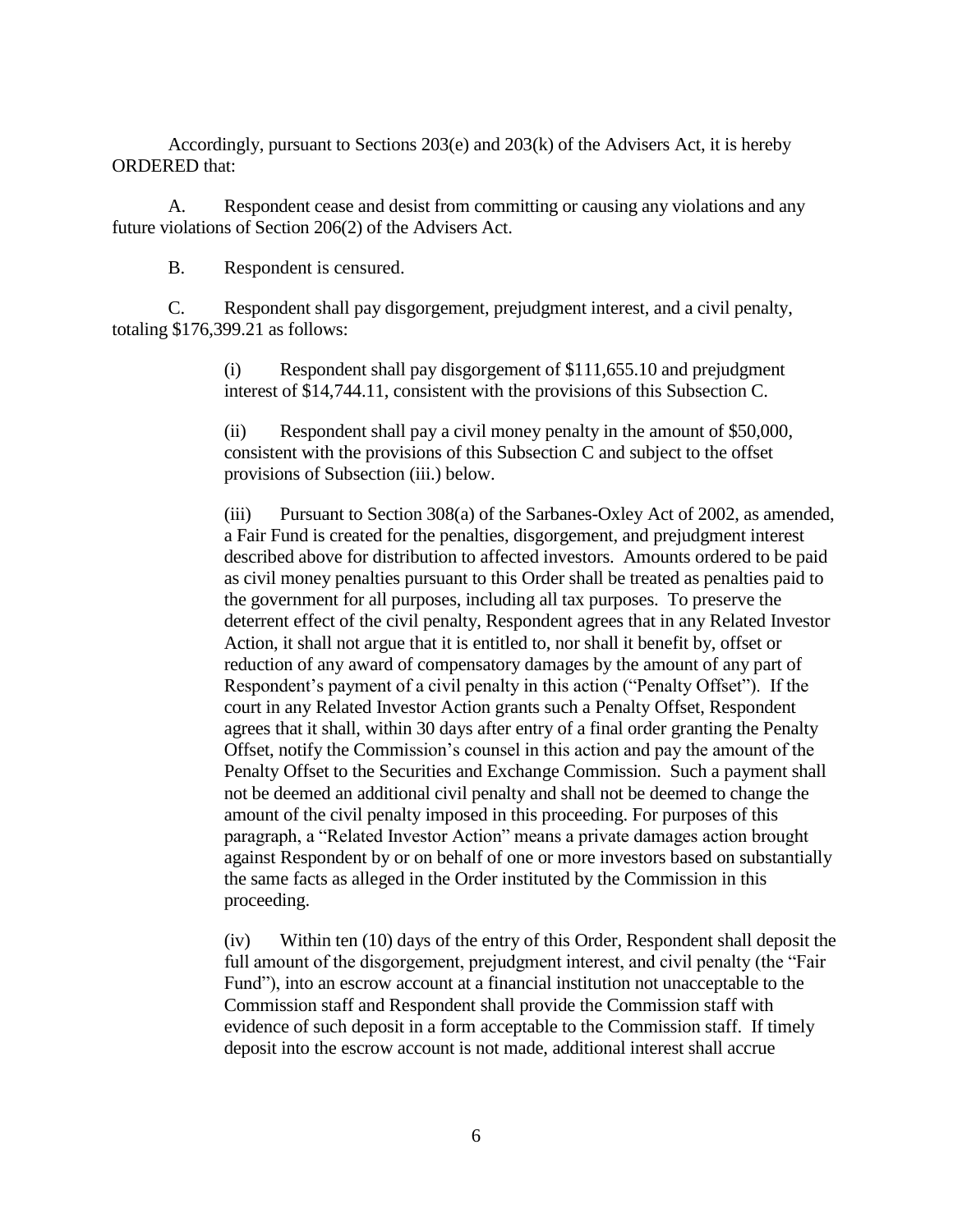Accordingly, pursuant to Sections 203(e) and 203(k) of the Advisers Act, it is hereby ORDERED that:

A. Respondent cease and desist from committing or causing any violations and any future violations of Section 206(2) of the Advisers Act.

B. Respondent is censured.

C. Respondent shall pay disgorgement, prejudgment interest, and a civil penalty, totaling $176,399.21 as follows:

> (i) Respondent shall pay disgorgement of $111,655.10 and prejudgment interest of $14,744.11, consistent with the provisions of this Subsection C.
>
> (ii) Respondent shall pay a civil money penalty in the amount of $50,000, consistent with the provisions of this Subsection C and subject to the offset provisions of Subsection (iii.) below.
>
> (iii) Pursuant to Section 308(a) of the Sarbanes-Oxley Act of 2002, as amended, a Fair Fund is created for the penalties, disgorgement, and prejudgment interest described above for distribution to affected investors. Amounts ordered to be paid as civil money penalties pursuant to this Order shall be treated as penalties paid to the government for all purposes, including all tax purposes. To preserve the deterrent effect of the civil penalty, Respondent agrees that in any Related Investor Action, it shall not argue that it is entitled to, nor shall it benefit by, offset or reduction of any award of compensatory damages by the amount of any part of Respondent's payment of a civil penalty in this action ("Penalty Offset"). If the court in any Related Investor Action grants such a Penalty Offset, Respondent agrees that it shall, within 30 days after entry of a final order granting the Penalty Offset, notify the Commission's counsel in this action and pay the amount of the Penalty Offset to the Securities and Exchange Commission. Such a payment shall not be deemed an additional civil penalty and shall not be deemed to change the amount of the civil penalty imposed in this proceeding. For purposes of this paragraph, a "Related Investor Action" means a private damages action brought against Respondent by or on behalf of one or more investors based on substantially the same facts as alleged in the Order instituted by the Commission in this proceeding.
>
> (iv) Within ten (10) days of the entry of this Order, Respondent shall deposit the full amount of the disgorgement, prejudgment interest, and civil penalty (the "Fair Fund"), into an escrow account at a financial institution not unacceptable to the Commission staff and Respondent shall provide the Commission staff with evidence of such deposit in a form acceptable to the Commission staff. If timely deposit into the escrow account is not made, additional interest shall accrue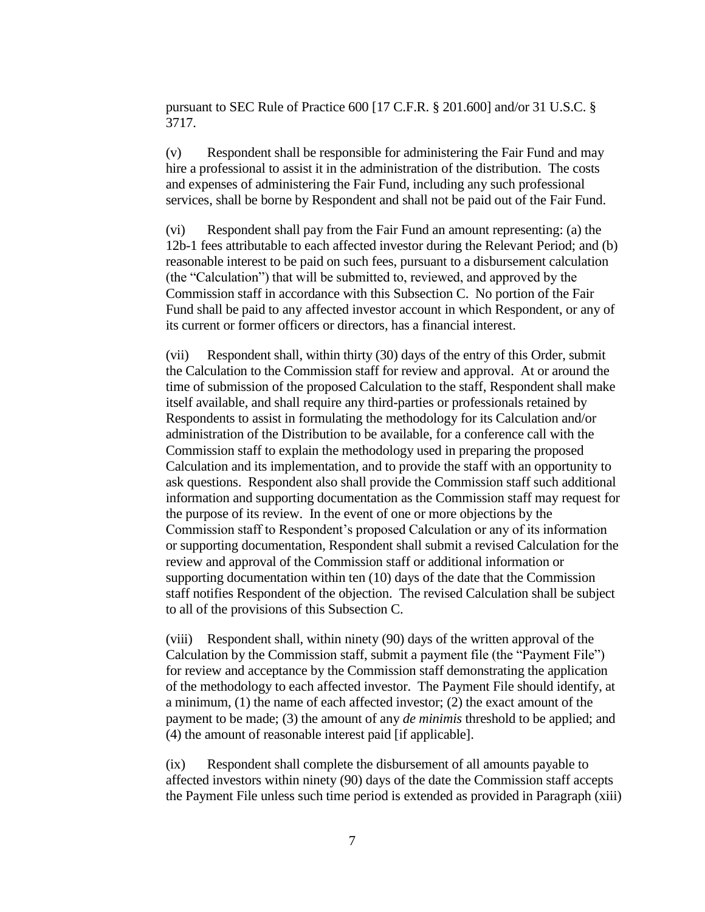pursuant to SEC Rule of Practice 600 [17 C.F.R. § 201.600] and/or 31 U.S.C. § 3717.

(v) Respondent shall be responsible for administering the Fair Fund and may hire a professional to assist it in the administration of the distribution. The costs and expenses of administering the Fair Fund, including any such professional services, shall be borne by Respondent and shall not be paid out of the Fair Fund.

(vi) Respondent shall pay from the Fair Fund an amount representing: (a) the 12b-1 fees attributable to each affected investor during the Relevant Period; and (b) reasonable interest to be paid on such fees, pursuant to a disbursement calculation (the "Calculation") that will be submitted to, reviewed, and approved by the Commission staff in accordance with this Subsection C. No portion of the Fair Fund shall be paid to any affected investor account in which Respondent, or any of its current or former officers or directors, has a financial interest.

(vii) Respondent shall, within thirty (30) days of the entry of this Order, submit the Calculation to the Commission staff for review and approval. At or around the time of submission of the proposed Calculation to the staff, Respondent shall make itself available, and shall require any third-parties or professionals retained by Respondents to assist in formulating the methodology for its Calculation and/or administration of the Distribution to be available, for a conference call with the Commission staff to explain the methodology used in preparing the proposed Calculation and its implementation, and to provide the staff with an opportunity to ask questions. Respondent also shall provide the Commission staff such additional information and supporting documentation as the Commission staff may request for the purpose of its review. In the event of one or more objections by the Commission staff to Respondent's proposed Calculation or any of its information or supporting documentation, Respondent shall submit a revised Calculation for the review and approval of the Commission staff or additional information or supporting documentation within ten (10) days of the date that the Commission staff notifies Respondent of the objection. The revised Calculation shall be subject to all of the provisions of this Subsection C.

(viii) Respondent shall, within ninety (90) days of the written approval of the Calculation by the Commission staff, submit a payment file (the "Payment File") for review and acceptance by the Commission staff demonstrating the application of the methodology to each affected investor. The Payment File should identify, at a minimum, (1) the name of each affected investor; (2) the exact amount of the payment to be made; (3) the amount of any *de minimis* threshold to be applied; and (4) the amount of reasonable interest paid [if applicable].

(ix) Respondent shall complete the disbursement of all amounts payable to affected investors within ninety (90) days of the date the Commission staff accepts the Payment File unless such time period is extended as provided in Paragraph (xiii)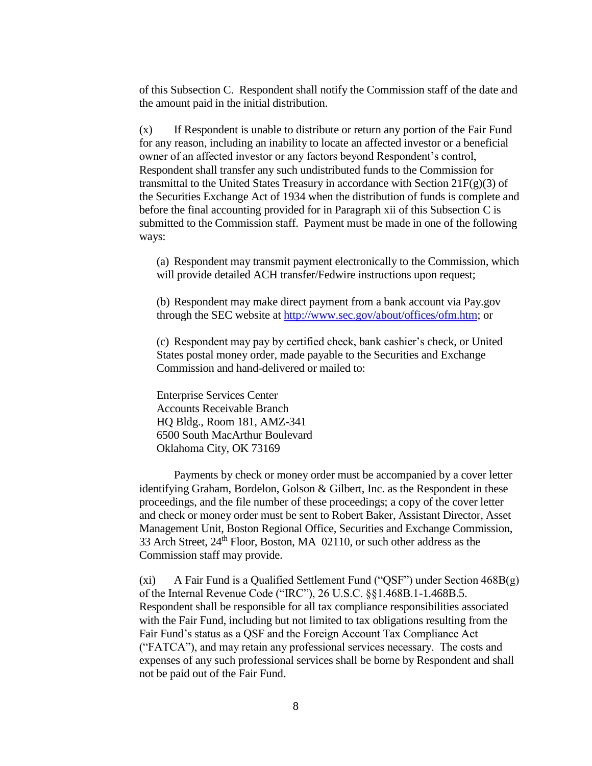of this Subsection C. Respondent shall notify the Commission staff of the date and the amount paid in the initial distribution.

(x) If Respondent is unable to distribute or return any portion of the Fair Fund for any reason, including an inability to locate an affected investor or a beneficial owner of an affected investor or any factors beyond Respondent's control, Respondent shall transfer any such undistributed funds to the Commission for transmittal to the United States Treasury in accordance with Section 21F(g)(3) of the Securities Exchange Act of 1934 when the distribution of funds is complete and before the final accounting provided for in Paragraph xii of this Subsection C is submitted to the Commission staff. Payment must be made in one of the following ways:

> (a) Respondent may transmit payment electronically to the Commission, which will provide detailed ACH transfer/Fedwire instructions upon request;
>
> (b) Respondent may make direct payment from a bank account via Pay.gov through the SEC website at http://www.sec.gov/about/offices/ofm.htm; or
>
> (c) Respondent may pay by certified check, bank cashier's check, or United States postal money order, made payable to the Securities and Exchange Commission and hand-delivered or mailed to:
>
> Enterprise Services Center
> Accounts Receivable Branch
> HQ Bldg., Room 181, AMZ-341
> 6500 South MacArthur Boulevard
> Oklahoma City, OK 73169

Payments by check or money order must be accompanied by a cover letter identifying Graham, Bordelon, Golson & Gilbert, Inc. as the Respondent in these proceedings, and the file number of these proceedings; a copy of the cover letter and check or money order must be sent to Robert Baker, Assistant Director, Asset Management Unit, Boston Regional Office, Securities and Exchange Commission, 33 Arch Street, 24th Floor, Boston, MA 02110, or such other address as the Commission staff may provide.

(xi) A Fair Fund is a Qualified Settlement Fund ("QSF") under Section 468B(g) of the Internal Revenue Code ("IRC"), 26 U.S.C. §§1.468B.1-1.468B.5. Respondent shall be responsible for all tax compliance responsibilities associated with the Fair Fund, including but not limited to tax obligations resulting from the Fair Fund's status as a QSF and the Foreign Account Tax Compliance Act ("FATCA"), and may retain any professional services necessary. The costs and expenses of any such professional services shall be borne by Respondent and shall not be paid out of the Fair Fund.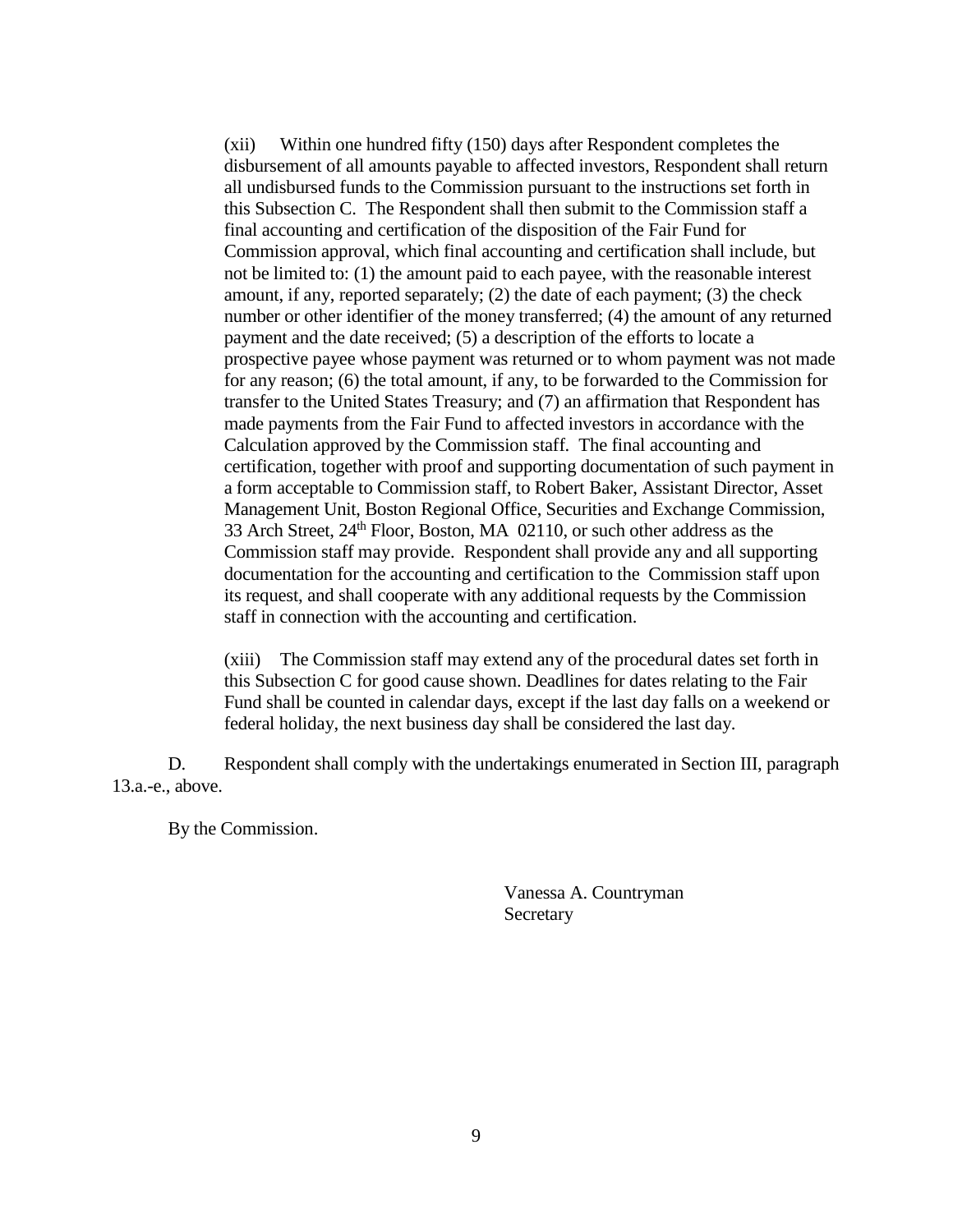(xii) Within one hundred fifty (150) days after Respondent completes the disbursement of all amounts payable to affected investors, Respondent shall return all undisbursed funds to the Commission pursuant to the instructions set forth in this Subsection C. The Respondent shall then submit to the Commission staff a final accounting and certification of the disposition of the Fair Fund for Commission approval, which final accounting and certification shall include, but not be limited to: (1) the amount paid to each payee, with the reasonable interest amount, if any, reported separately; (2) the date of each payment; (3) the check number or other identifier of the money transferred; (4) the amount of any returned payment and the date received; (5) a description of the efforts to locate a prospective payee whose payment was returned or to whom payment was not made for any reason; (6) the total amount, if any, to be forwarded to the Commission for transfer to the United States Treasury; and (7) an affirmation that Respondent has made payments from the Fair Fund to affected investors in accordance with the Calculation approved by the Commission staff. The final accounting and certification, together with proof and supporting documentation of such payment in a form acceptable to Commission staff, to Robert Baker, Assistant Director, Asset Management Unit, Boston Regional Office, Securities and Exchange Commission, 33 Arch Street, 24th Floor, Boston, MA 02110, or such other address as the Commission staff may provide. Respondent shall provide any and all supporting documentation for the accounting and certification to the Commission staff upon its request, and shall cooperate with any additional requests by the Commission staff in connection with the accounting and certification.

(xiii) The Commission staff may extend any of the procedural dates set forth in this Subsection C for good cause shown. Deadlines for dates relating to the Fair Fund shall be counted in calendar days, except if the last day falls on a weekend or federal holiday, the next business day shall be considered the last day.

D. Respondent shall comply with the undertakings enumerated in Section III, paragraph 13.a.-e., above.

By the Commission.

Vanessa A. Countryman
Secretary